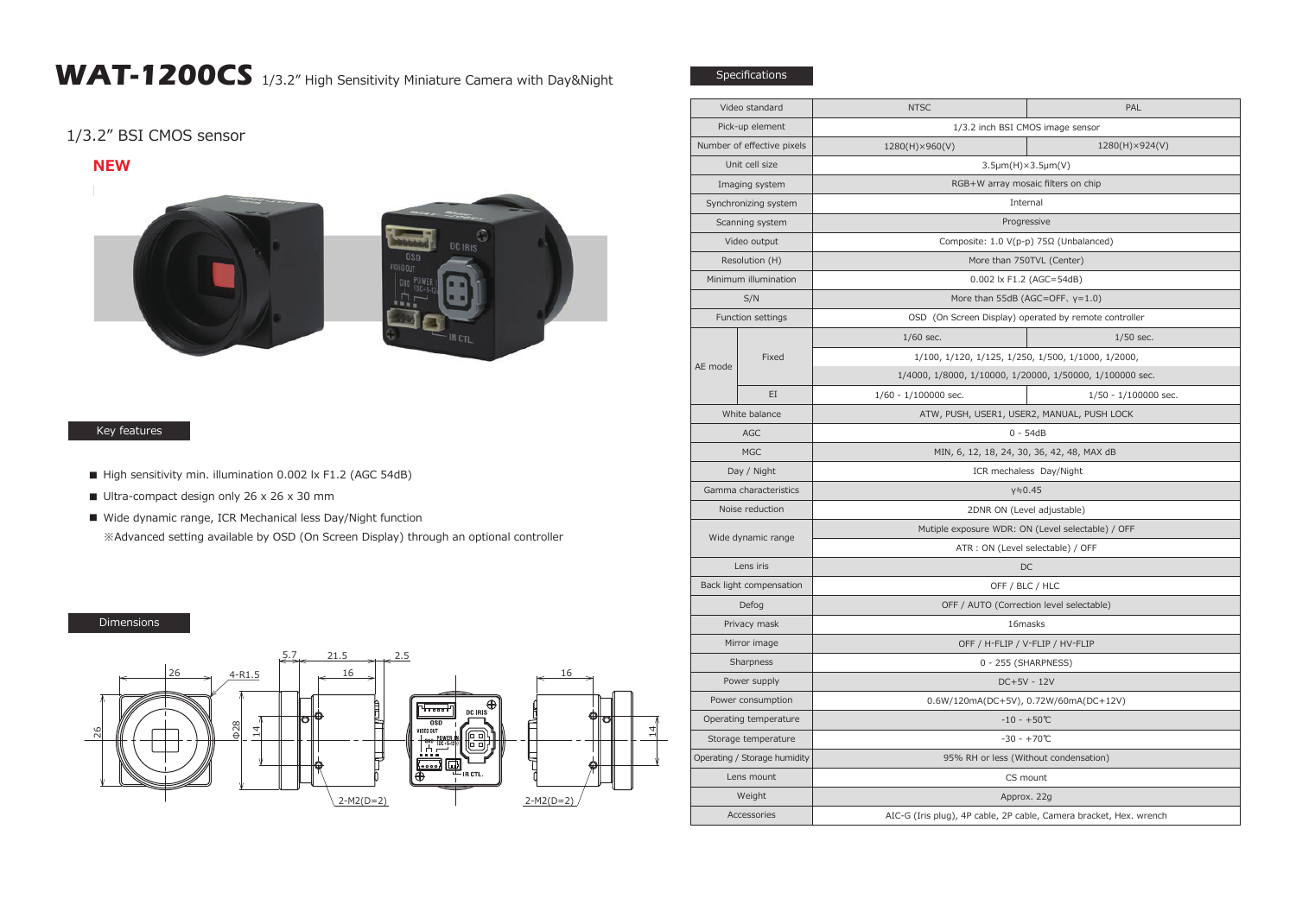# WAT-1200CS 1/3.2" High Sensitivity Miniature Camera with Day&Night

1/3.2" BSI CMOS sensor

**NEW**

## Key features

- High sensitivity min. illumination 0.002 lx F1.2 (AGC 54dB)
- Ultra-compact design only 26 x 26 x 30 mm
- Wide dynamic range, ICR Mechanical less Day/Night function
  ※Advanced setting available by OSD (On Screen Display) through an optional controller

## Dimensions

## Specifications

| | | NTSC | PAL |
|---|---|---|---|
| Video standard | | NTSC | PAL |
| Pick-up element | | 1/3.2 inch BSI CMOS image sensor | |
| Number of effective pixels | | 1280(H)×960(V) | 1280(H)×924(V) |
| Unit cell size | | 3.5μm(H)×3.5μm(V) | |
| Imaging system | | RGB+W array mosaic filters on chip | |
| Synchronizing system | | Internal | |
| Scanning system | | Progressive | |
| Video output | | Composite: 1.0 V(p-p) 75Ω (Unbalanced) | |
| Resolution (H) | | More than 750TVL (Center) | |
| Minimum illumination | | 0.002 lx F1.2 (AGC=54dB) | |
| S/N | | More than 55dB (AGC=OFF, γ=1.0) | |
| Function settings | | OSD (On Screen Display) operated by remote controller | |
| AE mode | Fixed | 1/60 sec. | 1/50 sec. |
| | | 1/100, 1/120, 1/125, 1/250, 1/500, 1/1000, 1/2000, | |
| | | 1/4000, 1/8000, 1/10000, 1/20000, 1/50000, 1/100000 sec. | |
| | EI | 1/60 - 1/100000 sec. | 1/50 - 1/100000 sec. |
| White balance | | ATW, PUSH, USER1, USER2, MANUAL, PUSH LOCK | |
| AGC | | 0 - 54dB | |
| MGC | | MIN, 6, 12, 18, 24, 30, 36, 42, 48, MAX dB | |
| Day / Night | | ICR mechaless Day/Night | |
| Gamma characteristics | | γ≒0.45 | |
| Noise reduction | | 2DNR ON (Level adjustable) | |
| Wide dynamic range | | Mutiple exposure WDR: ON (Level selectable) / OFF | |
| | | ATR : ON (Level selectable) / OFF | |
| Lens iris | | DC | |
| Back light compensation | | OFF / BLC / HLC | |
| Defog | | OFF / AUTO (Correction level selectable) | |
| Privacy mask | | 16masks | |
| Mirror image | | OFF / H-FLIP / V-FLIP / HV-FLIP | |
| Sharpness | | 0 - 255 (SHARPNESS) | |
| Power supply | | DC+5V - 12V | |
| Power consumption | | 0.6W/120mA(DC+5V), 0.72W/60mA(DC+12V) | |
| Operating temperature | | -10 - +50℃ | |
| Storage temperature | | -30 - +70℃ | |
| Operating / Storage humidity | | 95% RH or less (Without condensation) | |
| Lens mount | | CS mount | |
| Weight | | Approx. 22g | |
| Accessories | | AIC-G (Iris plug), 4P cable, 2P cable, Camera bracket, Hex. wrench | |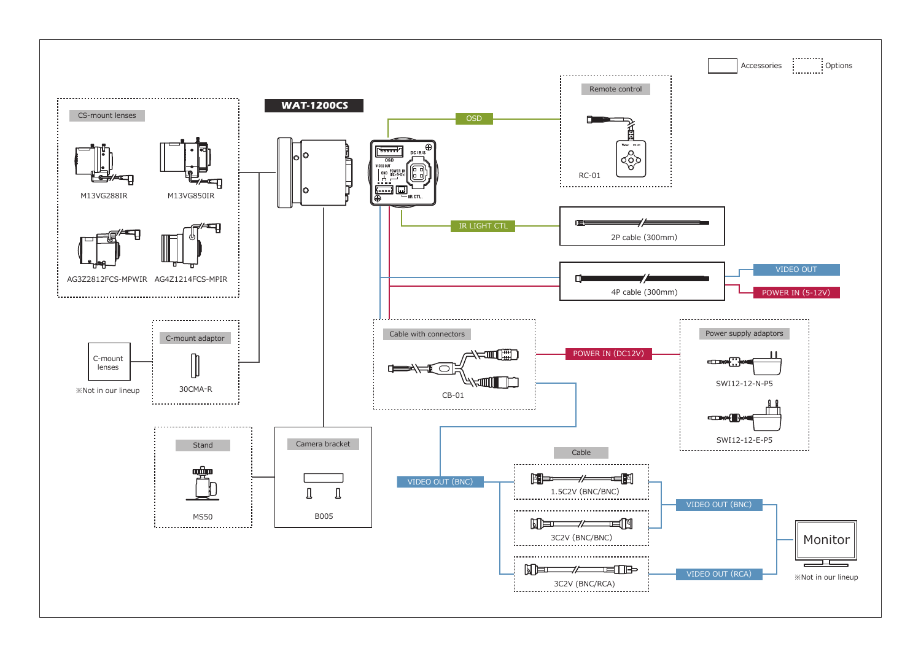Accessories
Options

# WAT-1200CS

## CS-mount lenses

M13VG288IR
M13VG850IR
AG3Z2812FCS-MPWIR
AG4Z1214FCS-MPIR

C-mount lenses
※Not in our lineup

## C-mount adaptor

30CMA-R

## Stand

MS50

## Camera bracket

B005

OSD
DC IRIS
VIDEO OUT
GND
POWER IN (DC+5-12V)
IR CTL

## Remote control

RC-01

OSD

IR LIGHT CTL

2P cable (300mm)

4P cable (300mm)

VIDEO OUT
POWER IN (5-12V)

## Cable with connectors

CB-01

POWER IN (DC12V)

## Power supply adaptors

SWI12-12-N-P5
SWI12-12-E-P5

VIDEO OUT (BNC)

## Cable

1.5C2V (BNC/BNC)
3C2V (BNC/BNC)
3C2V (BNC/RCA)

VIDEO OUT (BNC)
VIDEO OUT (RCA)

Monitor
※Not in our lineup